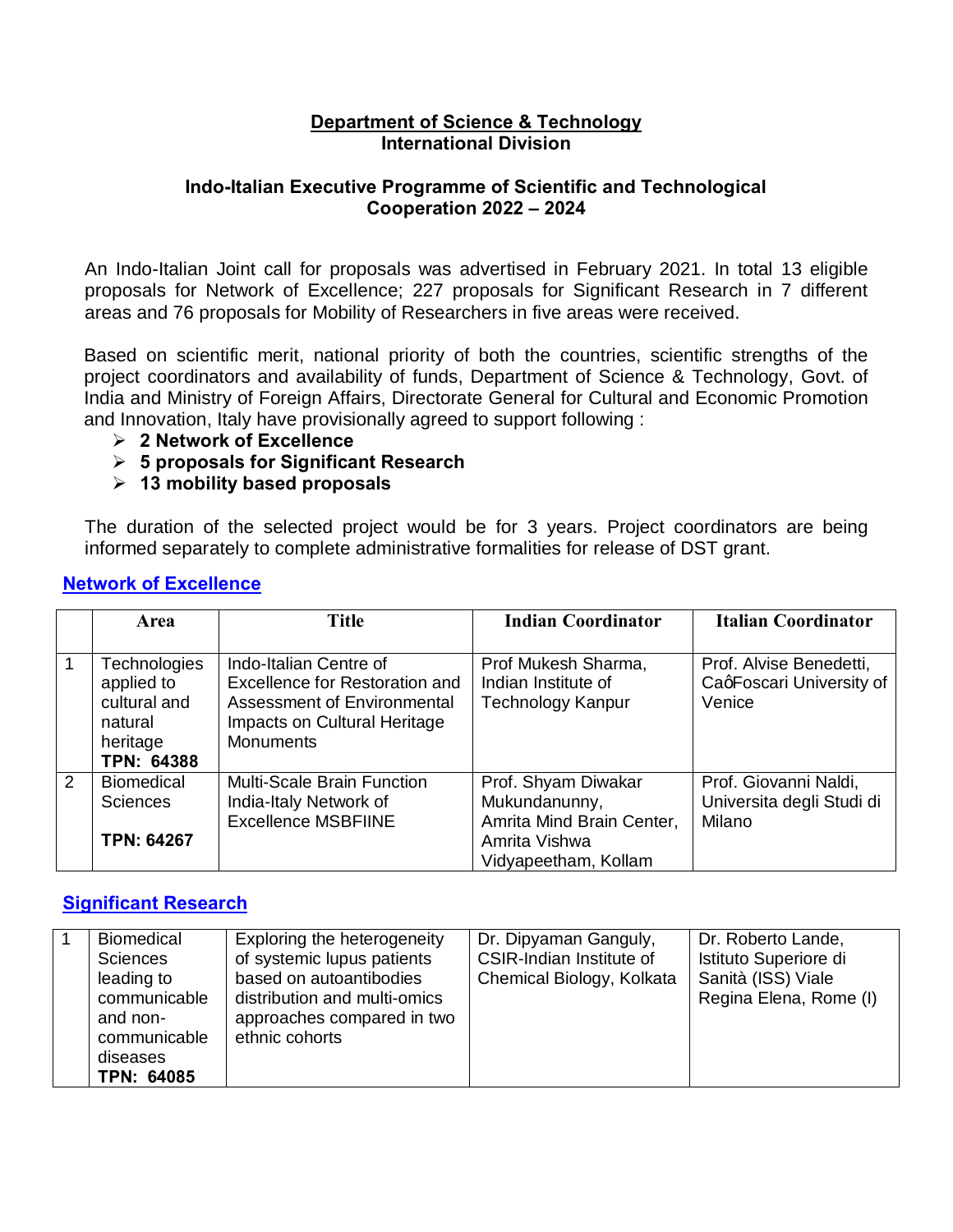**Department of Science & Technology**
**International Division**

**Indo-Italian Executive Programme of Scientific and Technological Cooperation 2022 – 2024**

An Indo-Italian Joint call for proposals was advertised in February 2021. In total 13 eligible proposals for Network of Excellence; 227 proposals for Significant Research in 7 different areas and 76 proposals for Mobility of Researchers in five areas were received.

Based on scientific merit, national priority of both the countries, scientific strengths of the project coordinators and availability of funds, Department of Science & Technology, Govt. of India and Ministry of Foreign Affairs, Directorate General for Cultural and Economic Promotion and Innovation, Italy have provisionally agreed to support following :

- **2 Network of Excellence**
- **5 proposals for Significant Research**
- **13 mobility based proposals**

The duration of the selected project would be for 3 years. Project coordinators are being informed separately to complete administrative formalities for release of DST grant.

## Network of Excellence

| | Area | Title | Indian Coordinator | Italian Coordinator |
|---|---|---|---|---|
| 1 | Technologies applied to cultural and natural heritage **TPN: 64388** | Indo-Italian Centre of Excellence for Restoration and Assessment of Environmental Impacts on Cultural Heritage Monuments | Prof Mukesh Sharma, Indian Institute of Technology Kanpur | Prof. Alvise Benedetti, CaôFoscari University of Venice |
| 2 | Biomedical Sciences **TPN: 64267** | Multi-Scale Brain Function India-Italy Network of Excellence MSBFIINE | Prof. Shyam Diwakar Mukundanunny, Amrita Mind Brain Center, Amrita Vishwa Vidyapeetham, Kollam | Prof. Giovanni Naldi, Universita degli Studi di Milano |

## Significant Research

| | Area | Title | Indian Coordinator | Italian Coordinator |
|---|---|---|---|---|
| 1 | Biomedical Sciences leading to communicable and non-communicable diseases **TPN: 64085** | Exploring the heterogeneity of systemic lupus patients based on autoantibodies distribution and multi-omics approaches compared in two ethnic cohorts | Dr. Dipyaman Ganguly, CSIR-Indian Institute of Chemical Biology, Kolkata | Dr. Roberto Lande, Istituto Superiore di Sanità (ISS) Viale Regina Elena, Rome (I) |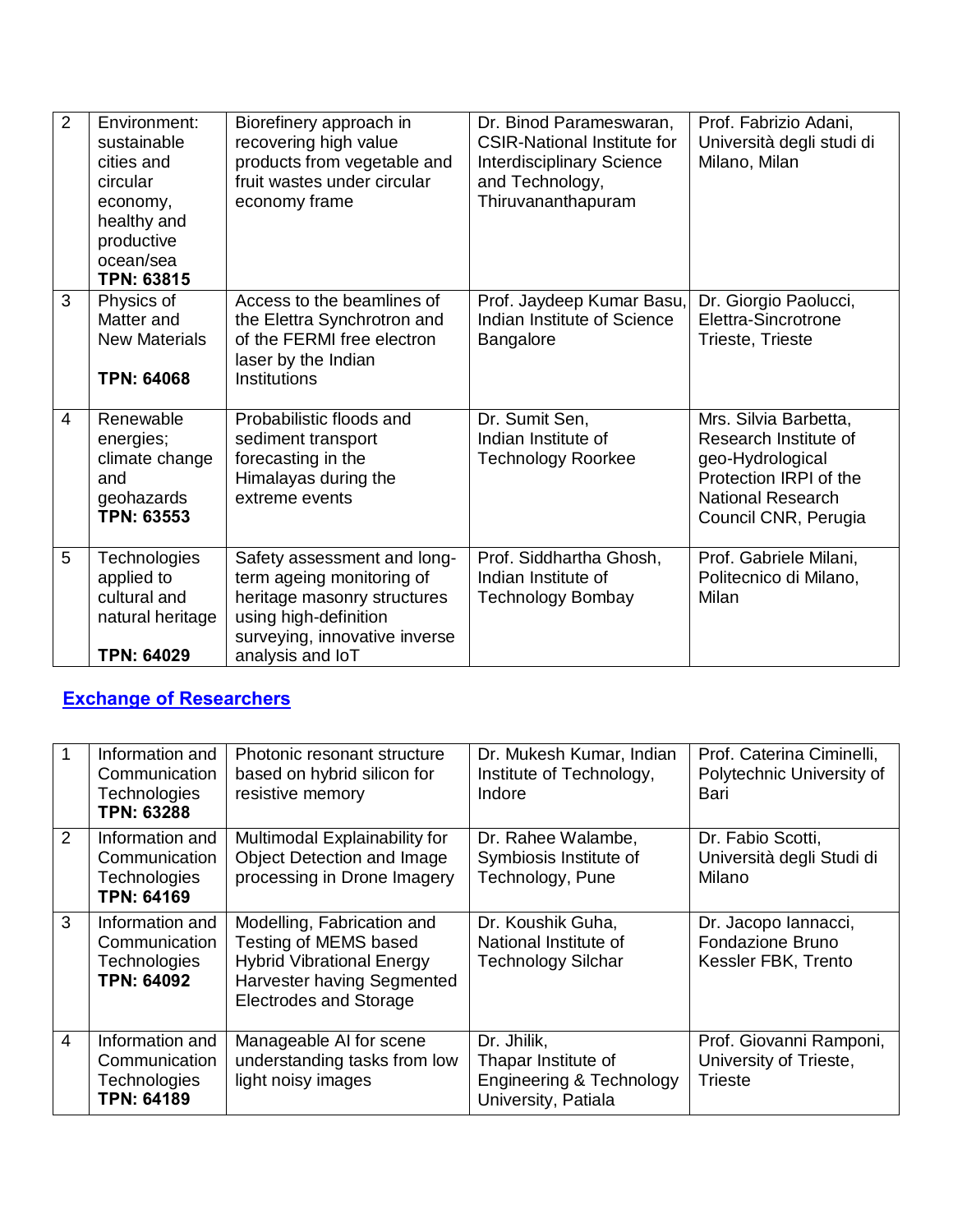| 2 | Environment: sustainable cities and circular economy, healthy and productive ocean/sea **TPN: 63815** | Biorefinery approach in recovering high value products from vegetable and fruit wastes under circular economy frame | Dr. Binod Parameswaran, CSIR-National Institute for Interdisciplinary Science and Technology, Thiruvananthapuram | Prof. Fabrizio Adani, Università degli studi di Milano, Milan |
|---|---|---|---|---|
| 3 | Physics of Matter and New Materials **TPN: 64068** | Access to the beamlines of the Elettra Synchrotron and of the FERMI free electron laser by the Indian Institutions | Prof. Jaydeep Kumar Basu, Indian Institute of Science Bangalore | Dr. Giorgio Paolucci, Elettra-Sincrotrone Trieste, Trieste |
| 4 | Renewable energies; climate change and geohazards **TPN: 63553** | Probabilistic floods and sediment transport forecasting in the Himalayas during the extreme events | Dr. Sumit Sen, Indian Institute of Technology Roorkee | Mrs. Silvia Barbetta, Research Institute of geo-Hydrological Protection IRPI of the National Research Council CNR, Perugia |
| 5 | Technologies applied to cultural and natural heritage **TPN: 64029** | Safety assessment and long-term ageing monitoring of heritage masonry structures using high-definition surveying, innovative inverse analysis and IoT | Prof. Siddhartha Ghosh, Indian Institute of Technology Bombay | Prof. Gabriele Milani, Politecnico di Milano, Milan |

## Exchange of Researchers

| 1 | Information and Communication Technologies **TPN: 63288** | Photonic resonant structure based on hybrid silicon for resistive memory | Dr. Mukesh Kumar, Indian Institute of Technology, Indore | Prof. Caterina Ciminelli, Polytechnic University of Bari |
|---|---|---|---|---|
| 2 | Information and Communication Technologies **TPN: 64169** | Multimodal Explainability for Object Detection and Image processing in Drone Imagery | Dr. Rahee Walambe, Symbiosis Institute of Technology, Pune | Dr. Fabio Scotti, Università degli Studi di Milano |
| 3 | Information and Communication Technologies **TPN: 64092** | Modelling, Fabrication and Testing of MEMS based Hybrid Vibrational Energy Harvester having Segmented Electrodes and Storage | Dr. Koushik Guha, National Institute of Technology Silchar | Dr. Jacopo Iannacci, Fondazione Bruno Kessler FBK, Trento |
| 4 | Information and Communication Technologies **TPN: 64189** | Manageable AI for scene understanding tasks from low light noisy images | Dr. Jhilik, Thapar Institute of Engineering & Technology University, Patiala | Prof. Giovanni Ramponi, University of Trieste, Trieste |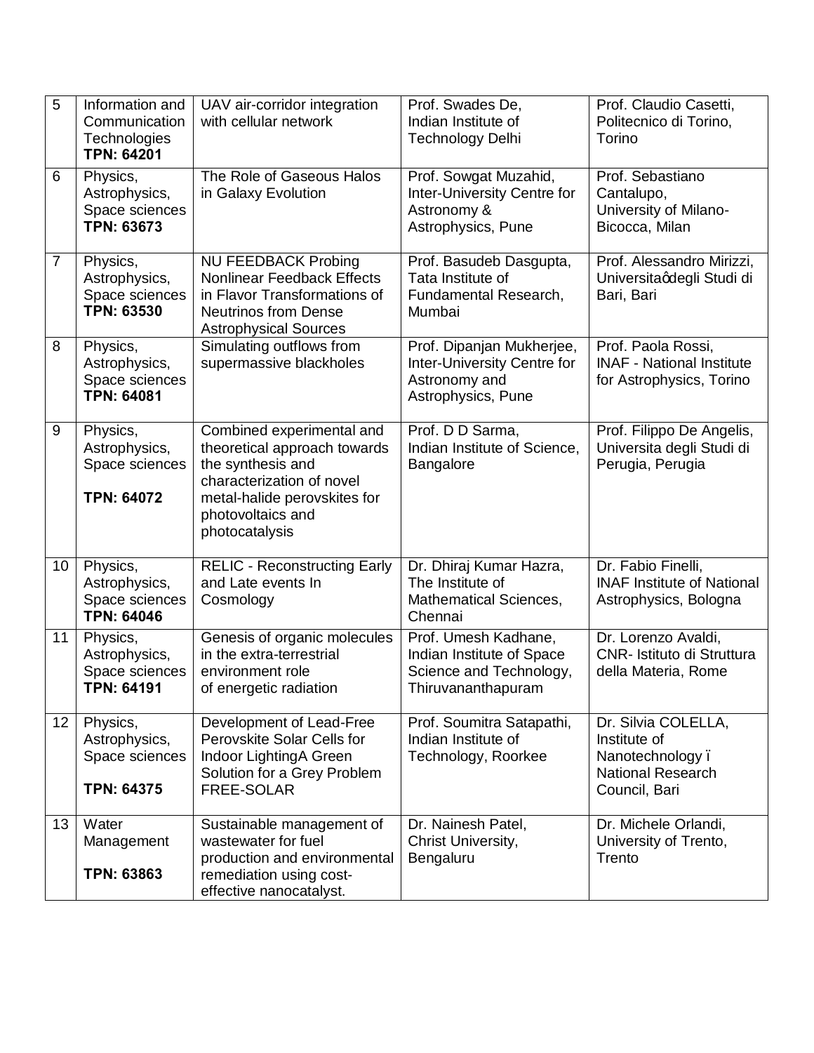| | | | | |
|---|---|---|---|---|
| 5 | Information and Communication Technologies **TPN: 64201** | UAV air-corridor integration with cellular network | Prof. Swades De, Indian Institute of Technology Delhi | Prof. Claudio Casetti, Politecnico di Torino, Torino |
| 6 | Physics, Astrophysics, Space sciences **TPN: 63673** | The Role of Gaseous Halos in Galaxy Evolution | Prof. Sowgat Muzahid, Inter-University Centre for Astronomy & Astrophysics, Pune | Prof. Sebastiano Cantalupo, University of Milano-Bicocca, Milan |
| 7 | Physics, Astrophysics, Space sciences **TPN: 63530** | NU FEEDBACK Probing Nonlinear Feedback Effects in Flavor Transformations of Neutrinos from Dense Astrophysical Sources | Prof. Basudeb Dasgupta, Tata Institute of Fundamental Research, Mumbai | Prof. Alessandro Mirizzi, Universitaqdegli Studi di Bari, Bari |
| 8 | Physics, Astrophysics, Space sciences **TPN: 64081** | Simulating outflows from supermassive blackholes | Prof. Dipanjan Mukherjee, Inter-University Centre for Astronomy and Astrophysics, Pune | Prof. Paola Rossi, INAF - National Institute for Astrophysics, Torino |
| 9 | Physics, Astrophysics, Space sciences **TPN: 64072** | Combined experimental and theoretical approach towards the synthesis and characterization of novel metal-halide perovskites for photovoltaics and photocatalysis | Prof. D D Sarma, Indian Institute of Science, Bangalore | Prof. Filippo De Angelis, Universita degli Studi di Perugia, Perugia |
| 10 | Physics, Astrophysics, Space sciences **TPN: 64046** | RELIC - Reconstructing Early and Late events In Cosmology | Dr. Dhiraj Kumar Hazra, The Institute of Mathematical Sciences, Chennai | Dr. Fabio Finelli, INAF Institute of National Astrophysics, Bologna |
| 11 | Physics, Astrophysics, Space sciences **TPN: 64191** | Genesis of organic molecules in the extra-terrestrial environment role of energetic radiation | Prof. Umesh Kadhane, Indian Institute of Space Science and Technology, Thiruvananthapuram | Dr. Lorenzo Avaldi, CNR- Istituto di Struttura della Materia, Rome |
| 12 | Physics, Astrophysics, Space sciences **TPN: 64375** | Development of Lead-Free Perovskite Solar Cells for Indoor LightingA Green Solution for a Grey Problem FREE-SOLAR | Prof. Soumitra Satapathi, Indian Institute of Technology, Roorkee | Dr. Silvia COLELLA, Institute of Nanotechnology ï National Research Council, Bari |
| 13 | Water Management **TPN: 63863** | Sustainable management of wastewater for fuel production and environmental remediation using cost-effective nanocatalyst. | Dr. Nainesh Patel, Christ University, Bengaluru | Dr. Michele Orlandi, University of Trento, Trento |